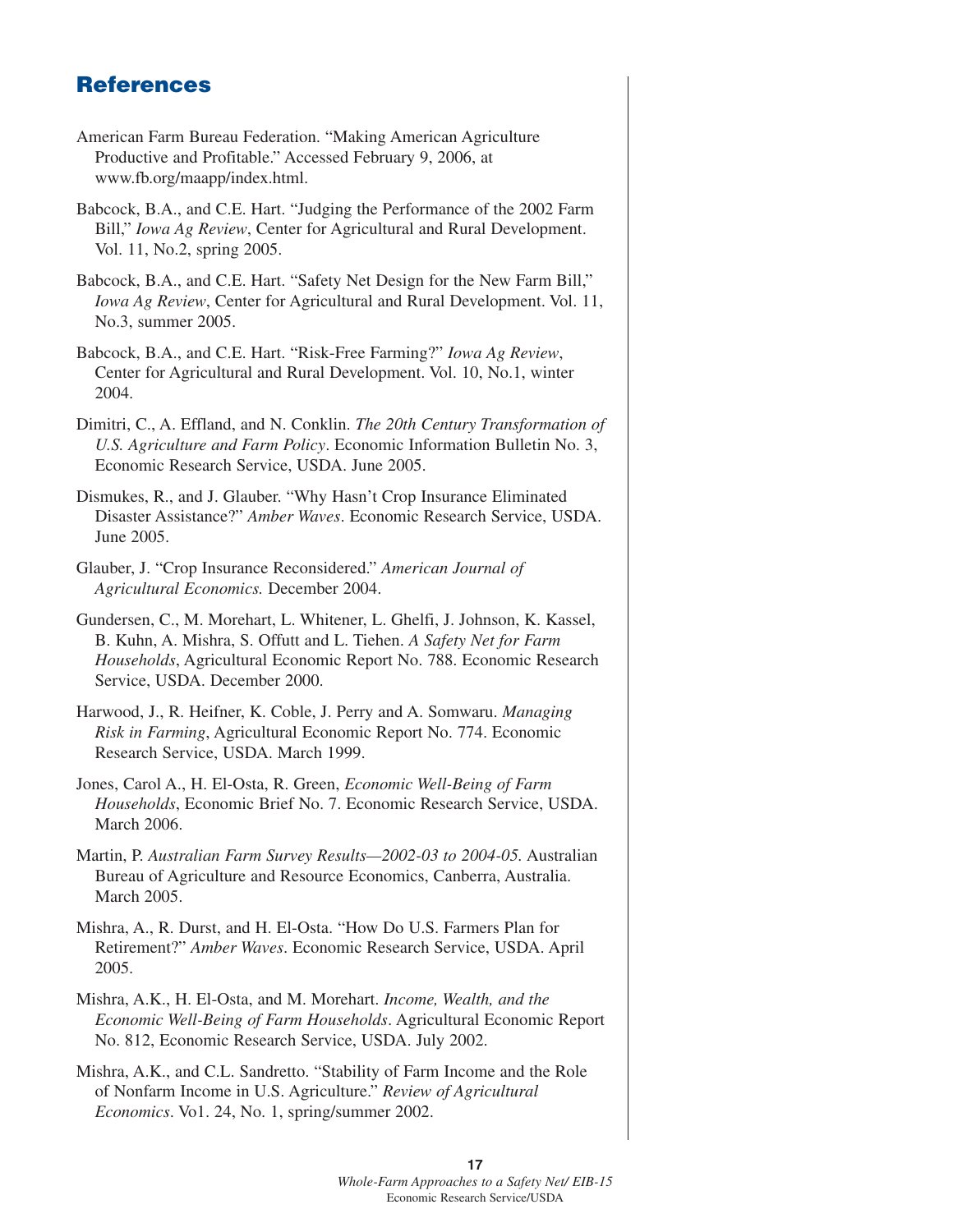## References

American Farm Bureau Federation. "Making American Agriculture Productive and Profitable." Accessed February 9, 2006, at www.fb.org/maapp/index.html.

Babcock, B.A., and C.E. Hart. "Judging the Performance of the 2002 Farm Bill," *Iowa Ag Review*, Center for Agricultural and Rural Development. Vol. 11, No.2, spring 2005.

Babcock, B.A., and C.E. Hart. "Safety Net Design for the New Farm Bill," *Iowa Ag Review*, Center for Agricultural and Rural Development. Vol. 11, No.3, summer 2005.

Babcock, B.A., and C.E. Hart. "Risk-Free Farming?" *Iowa Ag Review*, Center for Agricultural and Rural Development. Vol. 10, No.1, winter 2004.

Dimitri, C., A. Effland, and N. Conklin. *The 20th Century Transformation of U.S. Agriculture and Farm Policy*. Economic Information Bulletin No. 3, Economic Research Service, USDA. June 2005.

Dismukes, R., and J. Glauber. "Why Hasn't Crop Insurance Eliminated Disaster Assistance?" *Amber Waves*. Economic Research Service, USDA. June 2005.

Glauber, J. "Crop Insurance Reconsidered." *American Journal of Agricultural Economics.* December 2004.

Gundersen, C., M. Morehart, L. Whitener, L. Ghelfi, J. Johnson, K. Kassel, B. Kuhn, A. Mishra, S. Offutt and L. Tiehen. *A Safety Net for Farm Households*, Agricultural Economic Report No. 788. Economic Research Service, USDA. December 2000.

Harwood, J., R. Heifner, K. Coble, J. Perry and A. Somwaru. *Managing Risk in Farming*, Agricultural Economic Report No. 774. Economic Research Service, USDA. March 1999.

Jones, Carol A., H. El-Osta, R. Green, *Economic Well-Being of Farm Households*, Economic Brief No. 7. Economic Research Service, USDA. March 2006.

Martin, P. *Australian Farm Survey Results—2002-03 to 2004-05.* Australian Bureau of Agriculture and Resource Economics, Canberra, Australia. March 2005.

Mishra, A., R. Durst, and H. El-Osta. "How Do U.S. Farmers Plan for Retirement?" *Amber Waves*. Economic Research Service, USDA. April 2005.

Mishra, A.K., H. El-Osta, and M. Morehart. *Income, Wealth, and the Economic Well-Being of Farm Households*. Agricultural Economic Report No. 812, Economic Research Service, USDA. July 2002.

Mishra, A.K., and C.L. Sandretto. "Stability of Farm Income and the Role of Nonfarm Income in U.S. Agriculture." *Review of Agricultural Economics*. Vo1. 24, No. 1, spring/summer 2002.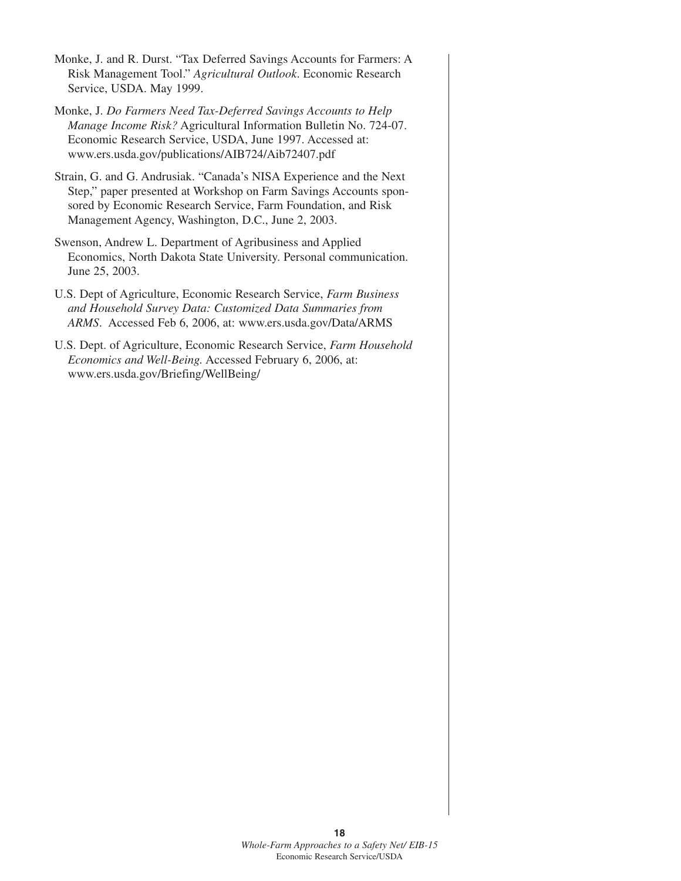Monke, J. and R. Durst. “Tax Deferred Savings Accounts for Farmers: A Risk Management Tool.” *Agricultural Outlook*. Economic Research Service, USDA. May 1999.

Monke, J. *Do Farmers Need Tax-Deferred Savings Accounts to Help Manage Income Risk?* Agricultural Information Bulletin No. 724-07. Economic Research Service, USDA, June 1997. Accessed at: www.ers.usda.gov/publications/AIB724/Aib72407.pdf

Strain, G. and G. Andrusiak. “Canada’s NISA Experience and the Next Step,” paper presented at Workshop on Farm Savings Accounts sponsored by Economic Research Service, Farm Foundation, and Risk Management Agency, Washington, D.C., June 2, 2003.

Swenson, Andrew L. Department of Agribusiness and Applied Economics, North Dakota State University. Personal communication. June 25, 2003.

U.S. Dept of Agriculture, Economic Research Service, *Farm Business and Household Survey Data: Customized Data Summaries from ARMS*. Accessed Feb 6, 2006, at: www.ers.usda.gov/Data/ARMS

U.S. Dept. of Agriculture, Economic Research Service, *Farm Household Economics and Well-Being.* Accessed February 6, 2006, at: www.ers.usda.gov/Briefing/WellBeing/